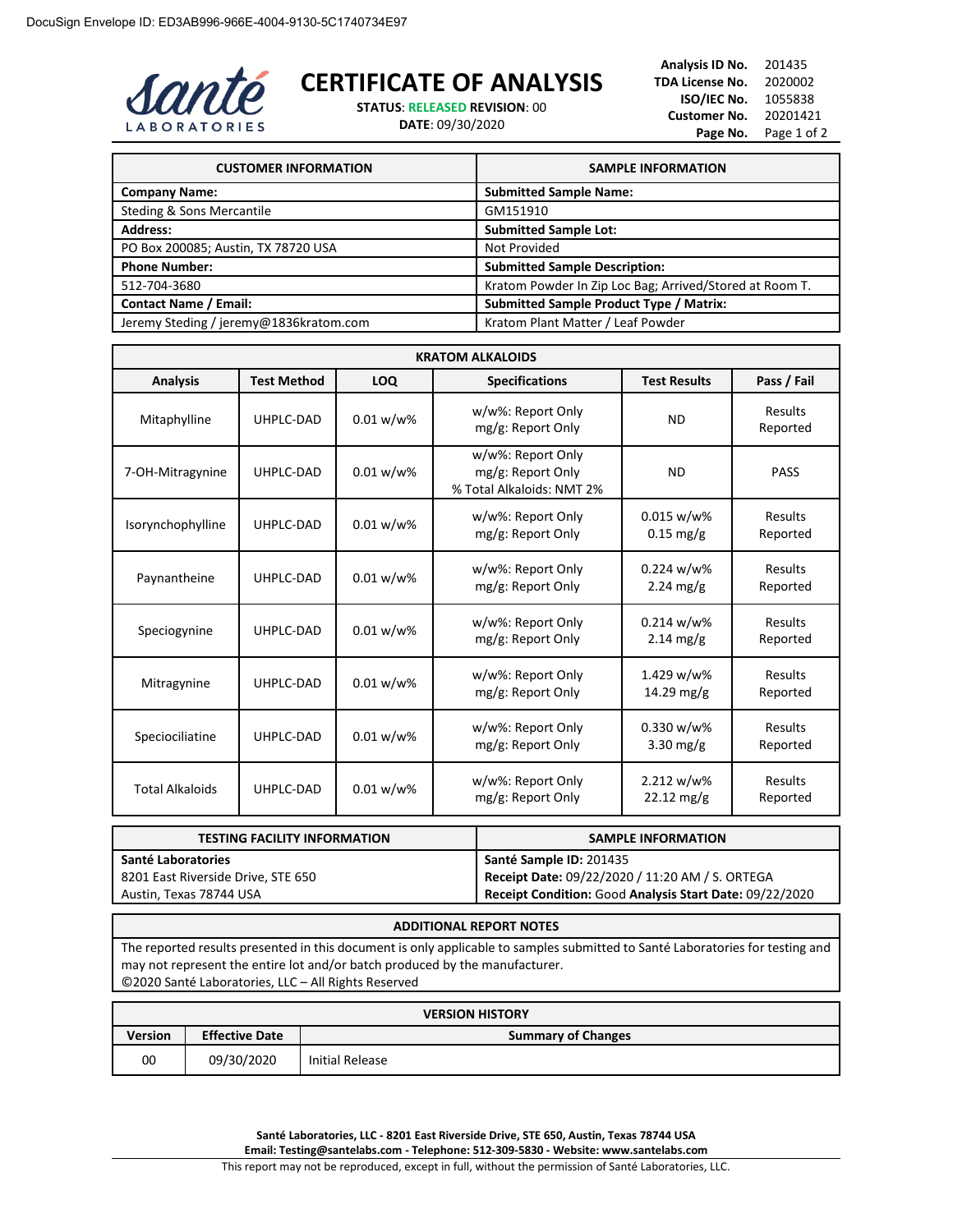DocuSign Envelope ID: ED3AB996-966E-4004-9130-5C1740734E97

Santé LABORATORIES

# CERTIFICATE OF ANALYSIS

**STATUS**: RELEASED **REVISION**: 00
**DATE**: 09/30/2020

**Analysis ID No.** 201435
**TDA License No.** 2020002
**ISO/IEC No.** 1055838
**Customer No.** 20201421
**Page No.** Page 1 of 2

| CUSTOMER INFORMATION | SAMPLE INFORMATION |
|---|---|
| **Company Name:** | **Submitted Sample Name:** |
| Steding & Sons Mercantile | GM151910 |
| **Address:** | **Submitted Sample Lot:** |
| PO Box 200085; Austin, TX 78720 USA | Not Provided |
| **Phone Number:** | **Submitted Sample Description:** |
| 512-704-3680 | Kratom Powder In Zip Loc Bag; Arrived/Stored at Room T. |
| **Contact Name / Email:** | **Submitted Sample Product Type / Matrix:** |
| Jeremy Steding / jeremy@1836kratom.com | Kratom Plant Matter / Leaf Powder |

| KRATOM ALKALOIDS | | | | | |
|---|---|---|---|---|---|
| **Analysis** | **Test Method** | **LOQ** | **Specifications** | **Test Results** | **Pass / Fail** |
| Mitaphylline | UHPLC-DAD | 0.01 w/w% | w/w%: Report Only<br>mg/g: Report Only | ND | Results Reported |
| 7-OH-Mitragynine | UHPLC-DAD | 0.01 w/w% | w/w%: Report Only<br>mg/g: Report Only<br>% Total Alkaloids: NMT 2% | ND | PASS |
| Isorynchophylline | UHPLC-DAD | 0.01 w/w% | w/w%: Report Only<br>mg/g: Report Only | 0.015 w/w%<br>0.15 mg/g | Results Reported |
| Paynantheine | UHPLC-DAD | 0.01 w/w% | w/w%: Report Only<br>mg/g: Report Only | 0.224 w/w%<br>2.24 mg/g | Results Reported |
| Speciogynine | UHPLC-DAD | 0.01 w/w% | w/w%: Report Only<br>mg/g: Report Only | 0.214 w/w%<br>2.14 mg/g | Results Reported |
| Mitragynine | UHPLC-DAD | 0.01 w/w% | w/w%: Report Only<br>mg/g: Report Only | 1.429 w/w%<br>14.29 mg/g | Results Reported |
| Speciociliatine | UHPLC-DAD | 0.01 w/w% | w/w%: Report Only<br>mg/g: Report Only | 0.330 w/w%<br>3.30 mg/g | Results Reported |
| Total Alkaloids | UHPLC-DAD | 0.01 w/w% | w/w%: Report Only<br>mg/g: Report Only | 2.212 w/w%<br>22.12 mg/g | Results Reported |

| TESTING FACILITY INFORMATION | SAMPLE INFORMATION |
|---|---|
| **Santé Laboratories**<br>8201 East Riverside Drive, STE 650<br>Austin, Texas 78744 USA | **Santé Sample ID:** 201435<br>**Receipt Date:** 09/22/2020 / 11:20 AM / S. ORTEGA<br>**Receipt Condition:** Good **Analysis Start Date:** 09/22/2020 |

| ADDITIONAL REPORT NOTES |
|---|
| The reported results presented in this document is only applicable to samples submitted to Santé Laboratories for testing and may not represent the entire lot and/or batch produced by the manufacturer.<br>©2020 Santé Laboratories, LLC – All Rights Reserved |

| VERSION HISTORY | | |
|---|---|---|
| **Version** | **Effective Date** | **Summary of Changes** |
| 00 | 09/30/2020 | Initial Release |

**Santé Laboratories, LLC - 8201 East Riverside Drive, STE 650, Austin, Texas 78744 USA**
**Email: Testing@santelabs.com - Telephone: 512-309-5830 - Website: www.santelabs.com**
This report may not be reproduced, except in full, without the permission of Santé Laboratories, LLC.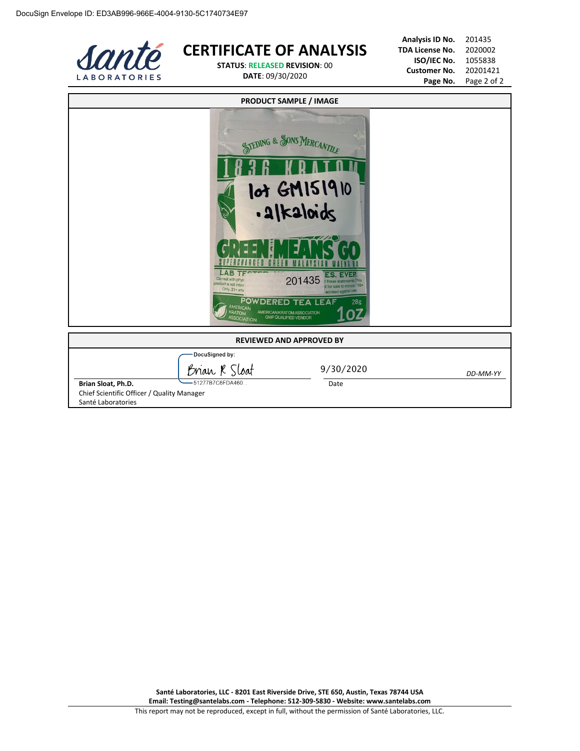DocuSign Envelope ID: ED3AB996-966E-4004-9130-5C1740734E97

Santé LABORATORIES

# CERTIFICATE OF ANALYSIS

**STATUS**: RELEASED **REVISION**: 00
**DATE**: 09/30/2020

| | |
|---|---|
| **Analysis ID No.** | 201435 |
| **TDA License No.** | 2020002 |
| **ISO/IEC No.** | 1055838 |
| **Customer No.** | 20201421 |

## PRODUCT SAMPLE / IMAGE

## REVIEWED AND APPROVED BY

DocuSigned by:
Brian R Sloat
51277B7C6FDA460...

**Brian Sloat, Ph.D.**
Chief Scientific Officer / Quality Manager
Santé Laboratories

9/30/2020
Date

*DD-MM-YY*

**Santé Laboratories, LLC - 8201 East Riverside Drive, STE 650, Austin, Texas 78744 USA**
**Email: Testing@santelabs.com - Telephone: 512-309-5830 - Website: www.santelabs.com**
This report may not be reproduced, except in full, without the permission of Santé Laboratories, LLC.